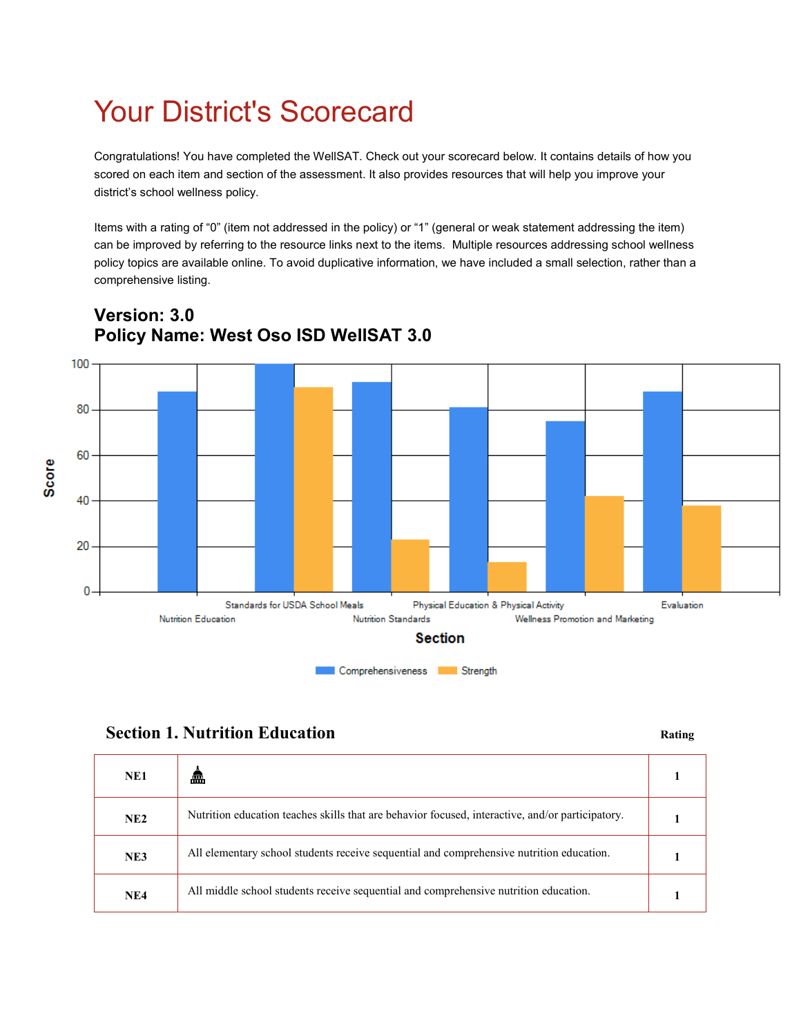# Your District's Scorecard

Congratulations! You have completed the WellSAT. Check out your scorecard below. It contains details of how you scored on each item and section of the assessment. It also provides resources that will help you improve your district's school wellness policy.

Items with a rating of "0" (item not addressed in the policy) or "1" (general or weak statement addressing the item) can be improved by referring to the resource links next to the items. Multiple resources addressing school wellness policy topics are available online. To avoid duplicative information, we have included a small selection, rather than a comprehensive listing.

### Version: 3.0
### Policy Name: West Oso ISD WellSAT 3.0

| Section | Comprehensiveness | Strength |
|---|---|---|
| Nutrition Education | 88 | 0 |
| Standards for USDA School Meals | 100 | 90 |
| Nutrition Standards | 92 | 23 |
| Physical Education & Physical Activity | 81 | 13 |
| Wellness Promotion and Marketing | 75 | 42 |
| Evaluation | 88 | 38 |

## Section 1. Nutrition Education

| | | Rating |
|---|---|---|
| NE1 | | 1 |
| NE2 | Nutrition education teaches skills that are behavior focused, interactive, and/or participatory. | 1 |
| NE3 | All elementary school students receive sequential and comprehensive nutrition education. | 1 |
| NE4 | All middle school students receive sequential and comprehensive nutrition education. | 1 |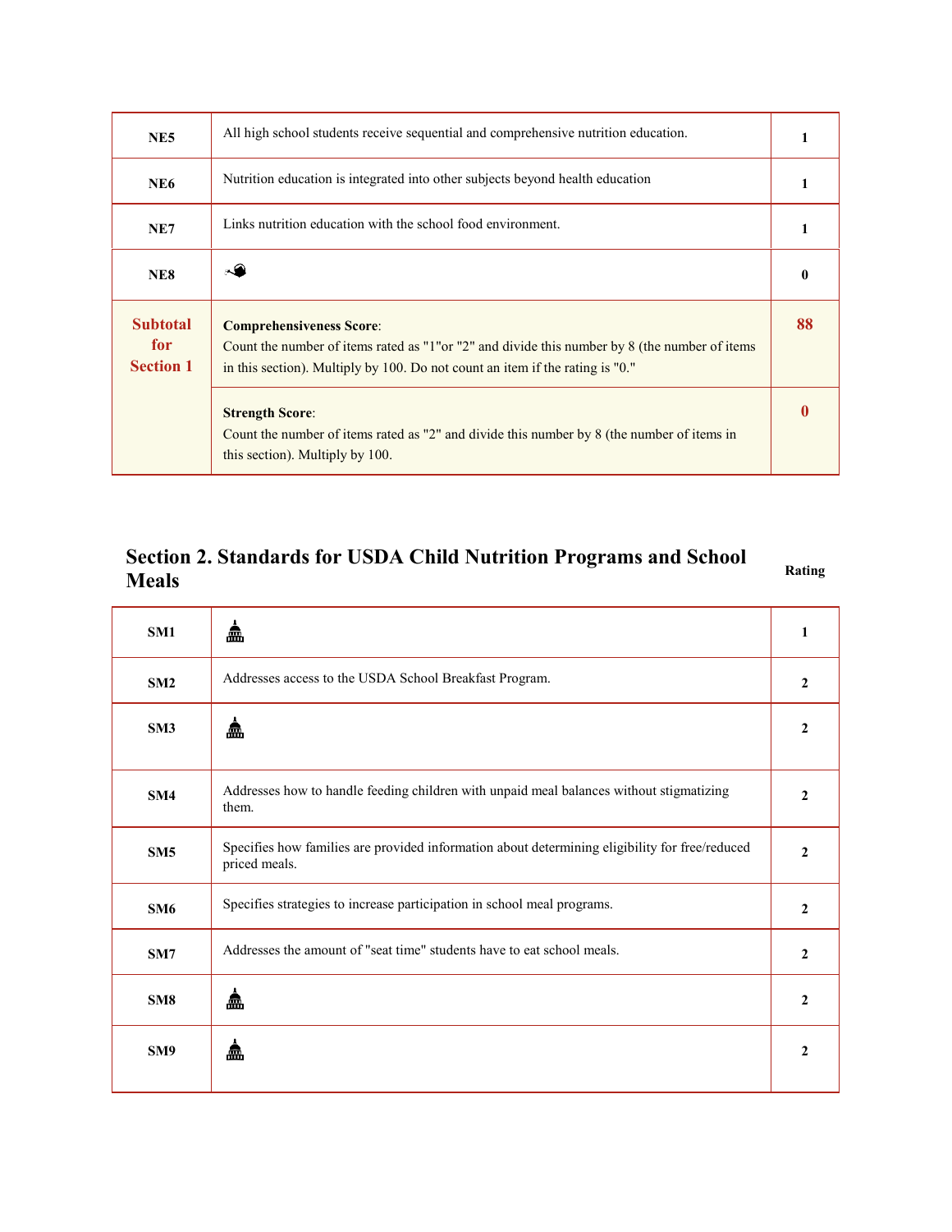| | | |
|---|---|---|
| **NE5** | All high school students receive sequential and comprehensive nutrition education. | **1** |
| **NE6** | Nutrition education is integrated into other subjects beyond health education | **1** |
| **NE7** | Links nutrition education with the school food environment. | **1** |
| **NE8** | | **0** |
| **Subtotal for Section 1** | **Comprehensiveness Score**: Count the number of items rated as "1"or "2" and divide this number by 8 (the number of items in this section). Multiply by 100. Do not count an item if the rating is "0." | **88** |
| | **Strength Score**: Count the number of items rated as "2" and divide this number by 8 (the number of items in this section). Multiply by 100. | **0** |

## Section 2. Standards for USDA Child Nutrition Programs and School Meals

| | | Rating |
|---|---|---|
| **SM1** | | **1** |
| **SM2** | Addresses access to the USDA School Breakfast Program. | **2** |
| **SM3** | | **2** |
| **SM4** | Addresses how to handle feeding children with unpaid meal balances without stigmatizing them. | **2** |
| **SM5** | Specifies how families are provided information about determining eligibility for free/reduced priced meals. | **2** |
| **SM6** | Specifies strategies to increase participation in school meal programs. | **2** |
| **SM7** | Addresses the amount of "seat time" students have to eat school meals. | **2** |
| **SM8** | | **2** |
| **SM9** | | **2** |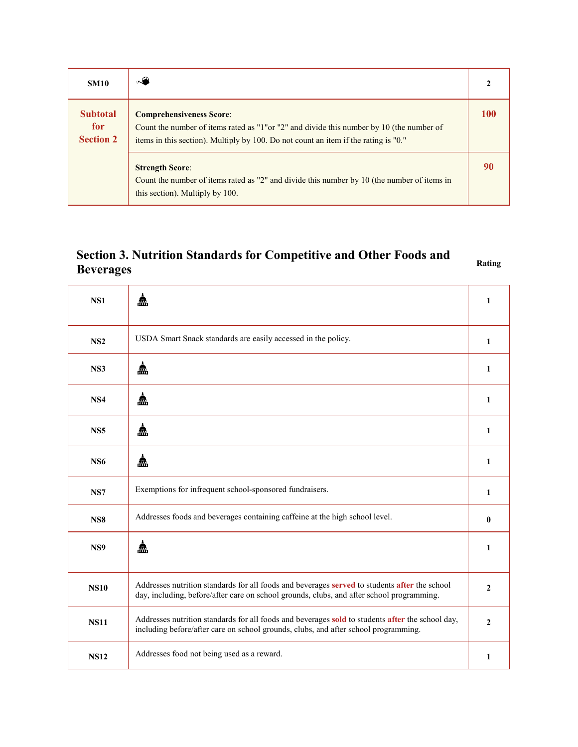| | | |
|---|---|---|
| **SM10** | | **2** |
| **Subtotal for Section 2** | **Comprehensiveness Score**:<br>Count the number of items rated as "1"or "2" and divide this number by 10 (the number of items in this section). Multiply by 100. Do not count an item if the rating is "0." | **100** |
| | **Strength Score**:<br>Count the number of items rated as "2" and divide this number by 10 (the number of items in this section). Multiply by 100. | **90** |

## Section 3. Nutrition Standards for Competitive and Other Foods and Beverages

| | | Rating |
|---|---|---|
| **NS1** | | **1** |
| **NS2** | USDA Smart Snack standards are easily accessed in the policy. | **1** |
| **NS3** | | **1** |
| **NS4** | | **1** |
| **NS5** | | **1** |
| **NS6** | | **1** |
| **NS7** | Exemptions for infrequent school-sponsored fundraisers. | **1** |
| **NS8** | Addresses foods and beverages containing caffeine at the high school level. | **0** |
| **NS9** | | **1** |
| **NS10** | Addresses nutrition standards for all foods and beverages **served** to students **after** the school day, including, before/after care on school grounds, clubs, and after school programming. | **2** |
| **NS11** | Addresses nutrition standards for all foods and beverages **sold** to students **after** the school day, including before/after care on school grounds, clubs, and after school programming. | **2** |
| **NS12** | Addresses food not being used as a reward. | **1** |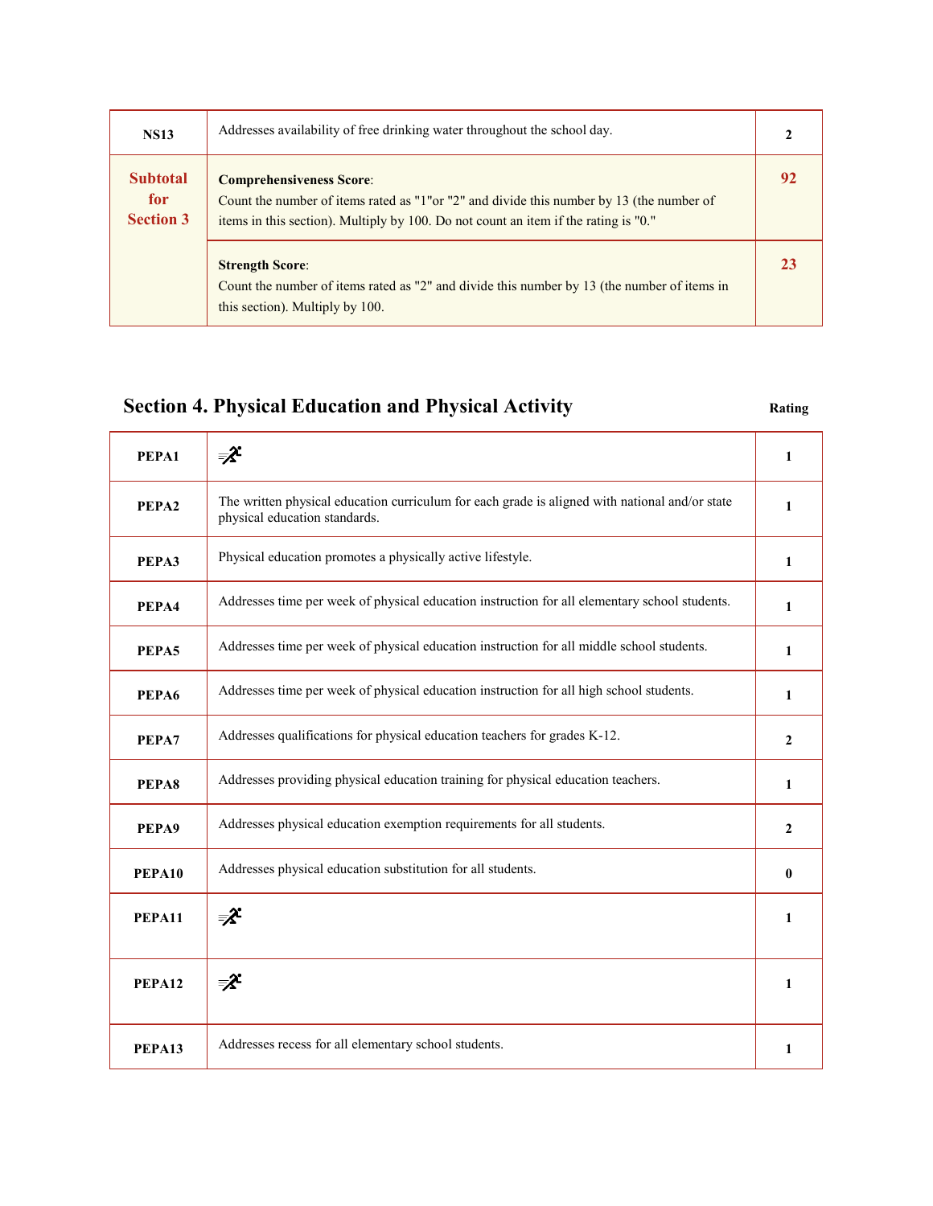| | | |
|---|---|---|
| **NS13** | Addresses availability of free drinking water throughout the school day. | **2** |
| **Subtotal for Section 3** | **Comprehensiveness Score**: Count the number of items rated as "1"or "2" and divide this number by 13 (the number of items in this section). Multiply by 100. Do not count an item if the rating is "0." | **92** |
| | **Strength Score**: Count the number of items rated as "2" and divide this number by 13 (the number of items in this section). Multiply by 100. | **23** |

## Section 4. Physical Education and Physical Activity

| | | Rating |
|---|---|---|
| **PEPA1** | | **1** |
| **PEPA2** | The written physical education curriculum for each grade is aligned with national and/or state physical education standards. | **1** |
| **PEPA3** | Physical education promotes a physically active lifestyle. | **1** |
| **PEPA4** | Addresses time per week of physical education instruction for all elementary school students. | **1** |
| **PEPA5** | Addresses time per week of physical education instruction for all middle school students. | **1** |
| **PEPA6** | Addresses time per week of physical education instruction for all high school students. | **1** |
| **PEPA7** | Addresses qualifications for physical education teachers for grades K-12. | **2** |
| **PEPA8** | Addresses providing physical education training for physical education teachers. | **1** |
| **PEPA9** | Addresses physical education exemption requirements for all students. | **2** |
| **PEPA10** | Addresses physical education substitution for all students. | **0** |
| **PEPA11** | | **1** |
| **PEPA12** | | **1** |
| **PEPA13** | Addresses recess for all elementary school students. | **1** |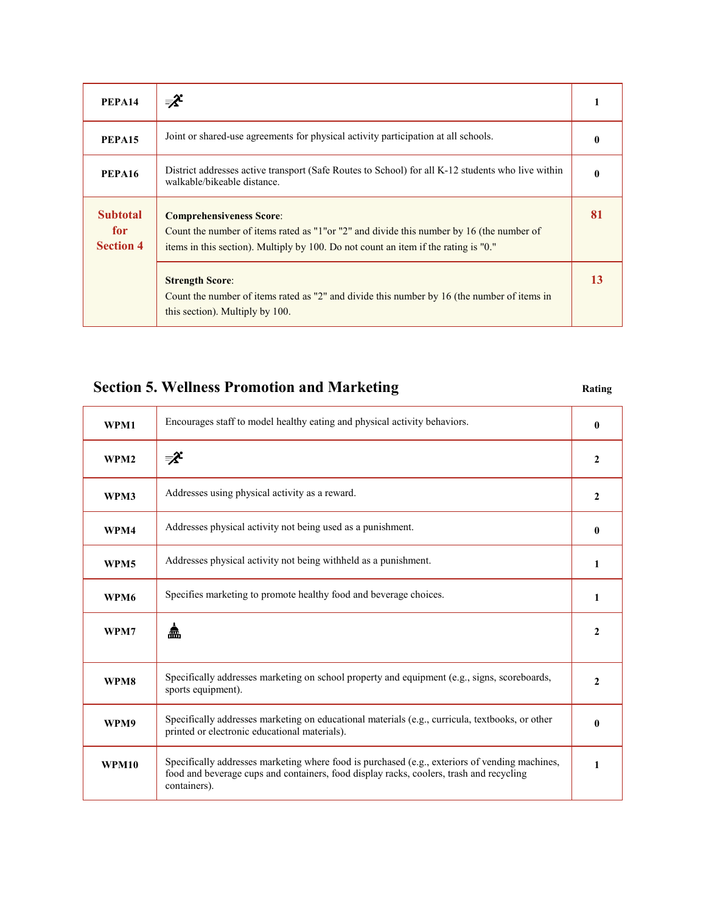| | | |
|---|---|---|
| **PEPA14** | | **1** |
| **PEPA15** | Joint or shared-use agreements for physical activity participation at all schools. | **0** |
| **PEPA16** | District addresses active transport (Safe Routes to School) for all K-12 students who live within walkable/bikeable distance. | **0** |
| **Subtotal for Section 4** | **Comprehensiveness Score**: Count the number of items rated as "1"or "2" and divide this number by 16 (the number of items in this section). Multiply by 100. Do not count an item if the rating is "0." | **81** |
| | **Strength Score**: Count the number of items rated as "2" and divide this number by 16 (the number of items in this section). Multiply by 100. | **13** |

## Section 5. Wellness Promotion and Marketing

| | | Rating |
|---|---|---|
| **WPM1** | Encourages staff to model healthy eating and physical activity behaviors. | **0** |
| **WPM2** | | **2** |
| **WPM3** | Addresses using physical activity as a reward. | **2** |
| **WPM4** | Addresses physical activity not being used as a punishment. | **0** |
| **WPM5** | Addresses physical activity not being withheld as a punishment. | **1** |
| **WPM6** | Specifies marketing to promote healthy food and beverage choices. | **1** |
| **WPM7** | | **2** |
| **WPM8** | Specifically addresses marketing on school property and equipment (e.g., signs, scoreboards, sports equipment). | **2** |
| **WPM9** | Specifically addresses marketing on educational materials (e.g., curricula, textbooks, or other printed or electronic educational materials). | **0** |
| **WPM10** | Specifically addresses marketing where food is purchased (e.g., exteriors of vending machines, food and beverage cups and containers, food display racks, coolers, trash and recycling containers). | **1** |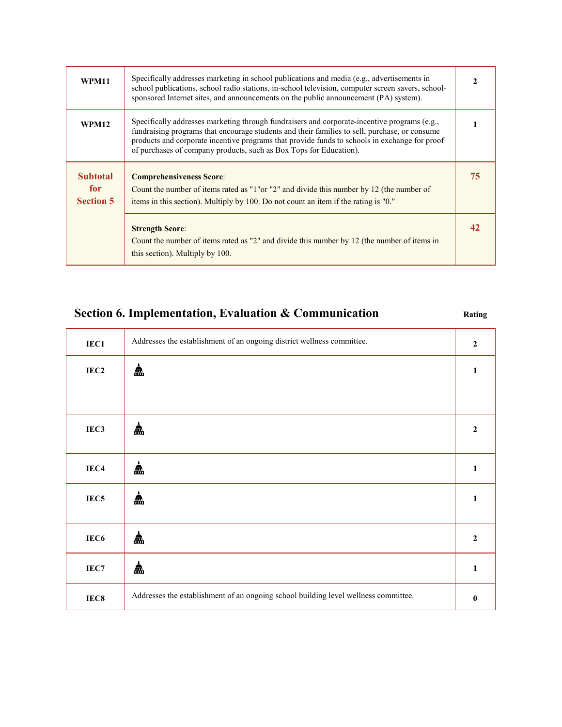| | | |
|---|---|---|
| **WPM11** | Specifically addresses marketing in school publications and media (e.g., advertisements in school publications, school radio stations, in-school television, computer screen savers, school-sponsored Internet sites, and announcements on the public announcement (PA) system). | **2** |
| **WPM12** | Specifically addresses marketing through fundraisers and corporate-incentive programs (e.g., fundraising programs that encourage students and their families to sell, purchase, or consume products and corporate incentive programs that provide funds to schools in exchange for proof of purchases of company products, such as Box Tops for Education). | **1** |
| **Subtotal for Section 5** | **Comprehensiveness Score**: Count the number of items rated as "1"or "2" and divide this number by 12 (the number of items in this section). Multiply by 100. Do not count an item if the rating is "0." | **75** |
| | **Strength Score**: Count the number of items rated as "2" and divide this number by 12 (the number of items in this section). Multiply by 100. | **42** |

## Section 6. Implementation, Evaluation & Communication

| | | Rating |
|---|---|---|
| **IEC1** | Addresses the establishment of an ongoing district wellness committee. | **2** |
| **IEC2** | | **1** |
| **IEC3** | | **2** |
| **IEC4** | | **1** |
| **IEC5** | | **1** |
| **IEC6** | | **2** |
| **IEC7** | | **1** |
| **IEC8** | Addresses the establishment of an ongoing school building level wellness committee. | **0** |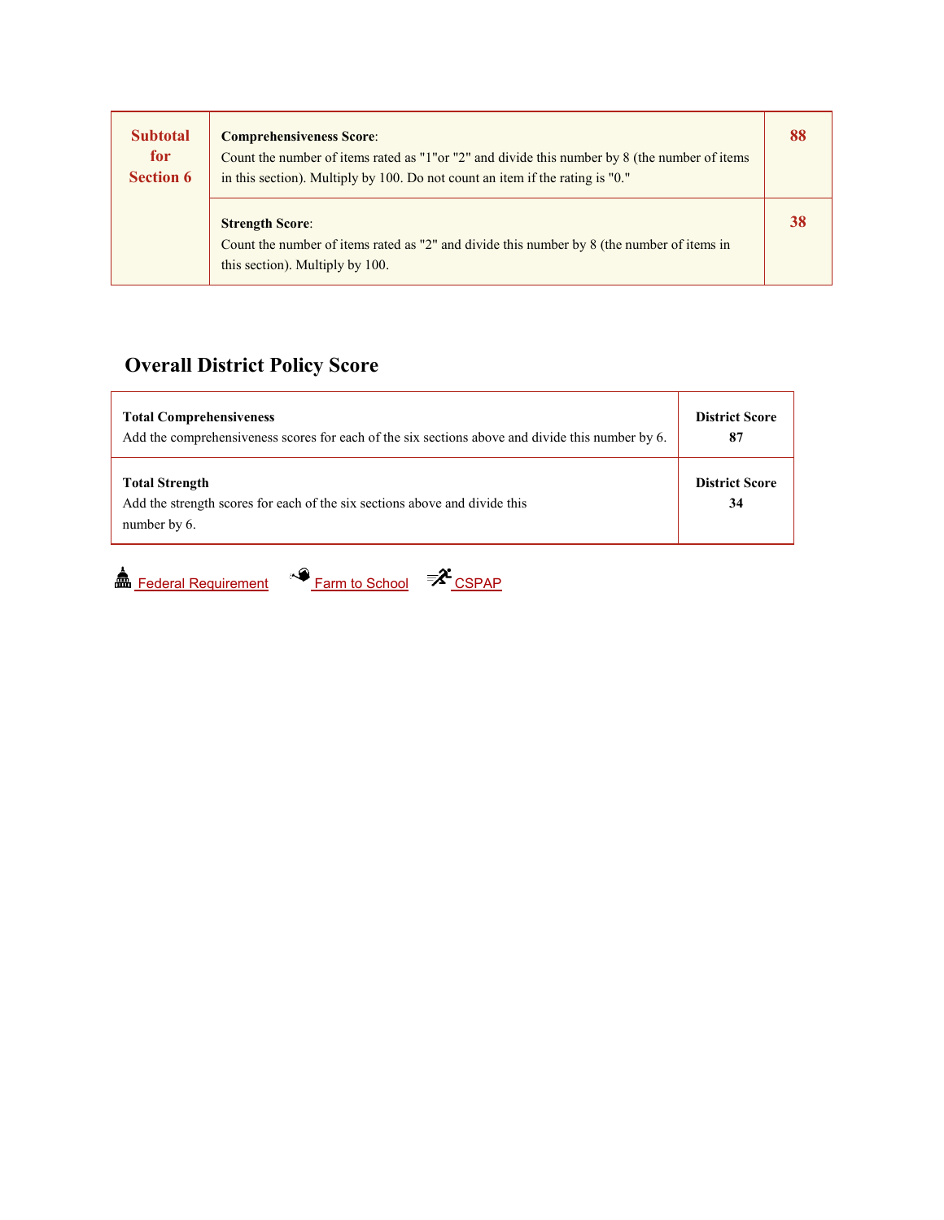| | | |
|---|---|---|
| **Subtotal for Section 6** | **Comprehensiveness Score**:<br>Count the number of items rated as "1"or "2" and divide this number by 8 (the number of items in this section). Multiply by 100. Do not count an item if the rating is "0." | **88** |
| | **Strength Score**:<br>Count the number of items rated as "2" and divide this number by 8 (the number of items in this section). Multiply by 100. | **38** |

## Overall District Policy Score

| | |
|---|---|
| **Total Comprehensiveness**<br>Add the comprehensiveness scores for each of the six sections above and divide this number by 6. | **District Score**<br>**87** |
| **Total Strength**<br>Add the strength scores for each of the six sections above and divide this number by 6. | **District Score**<br>**34** |

Federal Requirement Farm to School CSPAP